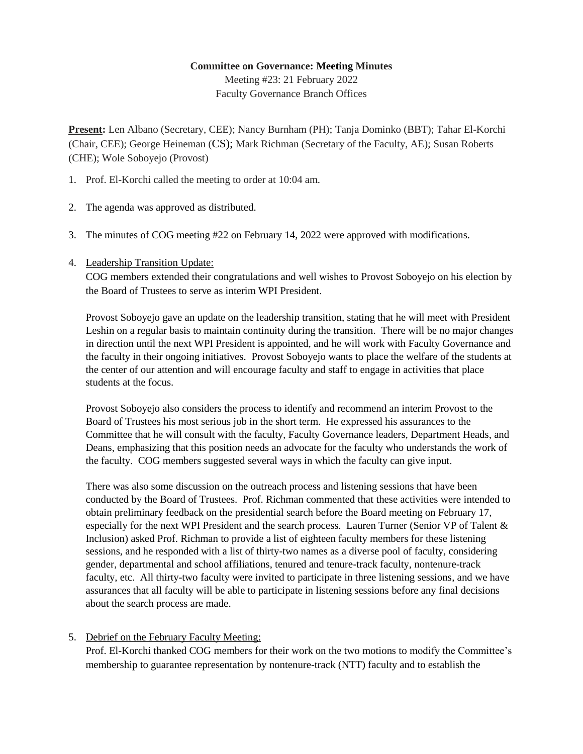**Committee on Governance: Meeting Minutes**

Meeting #23: 21 February 2022

Faculty Governance Branch Offices

**Present:** Len Albano (Secretary, CEE); Nancy Burnham (PH); Tanja Dominko (BBT); Tahar El-Korchi (Chair, CEE); George Heineman (CS); Mark Richman (Secretary of the Faculty, AE); Susan Roberts (CHE); Wole Soboyejo (Provost)

1. Prof. El-Korchi called the meeting to order at 10:04 am.

2. The agenda was approved as distributed.

3. The minutes of COG meeting #22 on February 14, 2022 were approved with modifications.

4. Leadership Transition Update:

   COG members extended their congratulations and well wishes to Provost Soboyejo on his election by the Board of Trustees to serve as interim WPI President.

   Provost Soboyejo gave an update on the leadership transition, stating that he will meet with President Leshin on a regular basis to maintain continuity during the transition. There will be no major changes in direction until the next WPI President is appointed, and he will work with Faculty Governance and the faculty in their ongoing initiatives. Provost Soboyejo wants to place the welfare of the students at the center of our attention and will encourage faculty and staff to engage in activities that place students at the focus.

   Provost Soboyejo also considers the process to identify and recommend an interim Provost to the Board of Trustees his most serious job in the short term. He expressed his assurances to the Committee that he will consult with the faculty, Faculty Governance leaders, Department Heads, and Deans, emphasizing that this position needs an advocate for the faculty who understands the work of the faculty. COG members suggested several ways in which the faculty can give input.

   There was also some discussion on the outreach process and listening sessions that have been conducted by the Board of Trustees. Prof. Richman commented that these activities were intended to obtain preliminary feedback on the presidential search before the Board meeting on February 17, especially for the next WPI President and the search process. Lauren Turner (Senior VP of Talent & Inclusion) asked Prof. Richman to provide a list of eighteen faculty members for these listening sessions, and he responded with a list of thirty-two names as a diverse pool of faculty, considering gender, departmental and school affiliations, tenured and tenure-track faculty, nontenure-track faculty, etc. All thirty-two faculty were invited to participate in three listening sessions, and we have assurances that all faculty will be able to participate in listening sessions before any final decisions about the search process are made.

5. Debrief on the February Faculty Meeting:

   Prof. El-Korchi thanked COG members for their work on the two motions to modify the Committee's membership to guarantee representation by nontenure-track (NTT) faculty and to establish the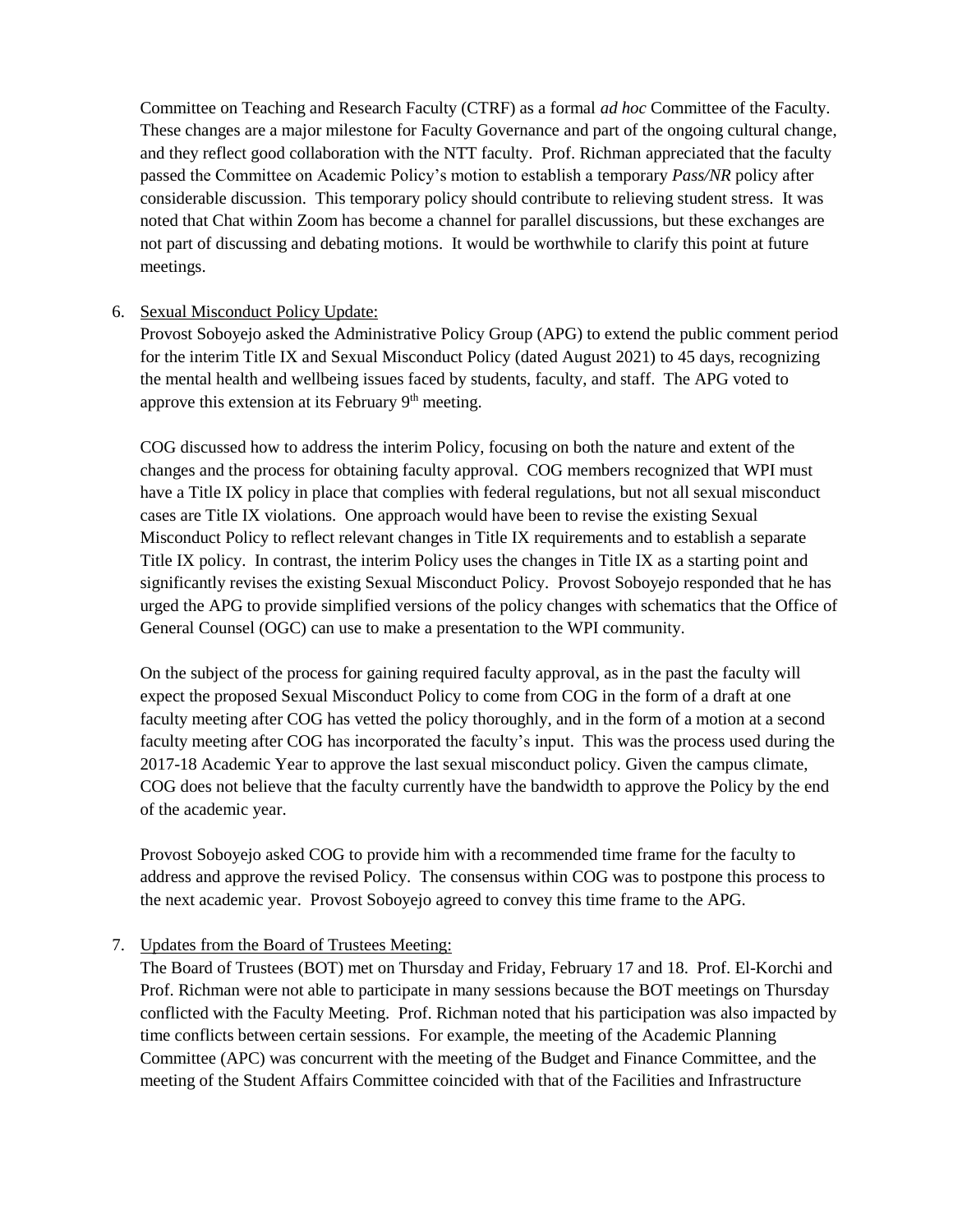Committee on Teaching and Research Faculty (CTRF) as a formal *ad hoc* Committee of the Faculty. These changes are a major milestone for Faculty Governance and part of the ongoing cultural change, and they reflect good collaboration with the NTT faculty. Prof. Richman appreciated that the faculty passed the Committee on Academic Policy's motion to establish a temporary *Pass/NR* policy after considerable discussion. This temporary policy should contribute to relieving student stress. It was noted that Chat within Zoom has become a channel for parallel discussions, but these exchanges are not part of discussing and debating motions. It would be worthwhile to clarify this point at future meetings.

6. Sexual Misconduct Policy Update:
   Provost Soboyejo asked the Administrative Policy Group (APG) to extend the public comment period for the interim Title IX and Sexual Misconduct Policy (dated August 2021) to 45 days, recognizing the mental health and wellbeing issues faced by students, faculty, and staff. The APG voted to approve this extension at its February 9th meeting.

   COG discussed how to address the interim Policy, focusing on both the nature and extent of the changes and the process for obtaining faculty approval. COG members recognized that WPI must have a Title IX policy in place that complies with federal regulations, but not all sexual misconduct cases are Title IX violations. One approach would have been to revise the existing Sexual Misconduct Policy to reflect relevant changes in Title IX requirements and to establish a separate Title IX policy. In contrast, the interim Policy uses the changes in Title IX as a starting point and significantly revises the existing Sexual Misconduct Policy. Provost Soboyejo responded that he has urged the APG to provide simplified versions of the policy changes with schematics that the Office of General Counsel (OGC) can use to make a presentation to the WPI community.

   On the subject of the process for gaining required faculty approval, as in the past the faculty will expect the proposed Sexual Misconduct Policy to come from COG in the form of a draft at one faculty meeting after COG has vetted the policy thoroughly, and in the form of a motion at a second faculty meeting after COG has incorporated the faculty's input. This was the process used during the 2017-18 Academic Year to approve the last sexual misconduct policy. Given the campus climate, COG does not believe that the faculty currently have the bandwidth to approve the Policy by the end of the academic year.

   Provost Soboyejo asked COG to provide him with a recommended time frame for the faculty to address and approve the revised Policy. The consensus within COG was to postpone this process to the next academic year. Provost Soboyejo agreed to convey this time frame to the APG.

7. Updates from the Board of Trustees Meeting:
   The Board of Trustees (BOT) met on Thursday and Friday, February 17 and 18. Prof. El-Korchi and Prof. Richman were not able to participate in many sessions because the BOT meetings on Thursday conflicted with the Faculty Meeting. Prof. Richman noted that his participation was also impacted by time conflicts between certain sessions. For example, the meeting of the Academic Planning Committee (APC) was concurrent with the meeting of the Budget and Finance Committee, and the meeting of the Student Affairs Committee coincided with that of the Facilities and Infrastructure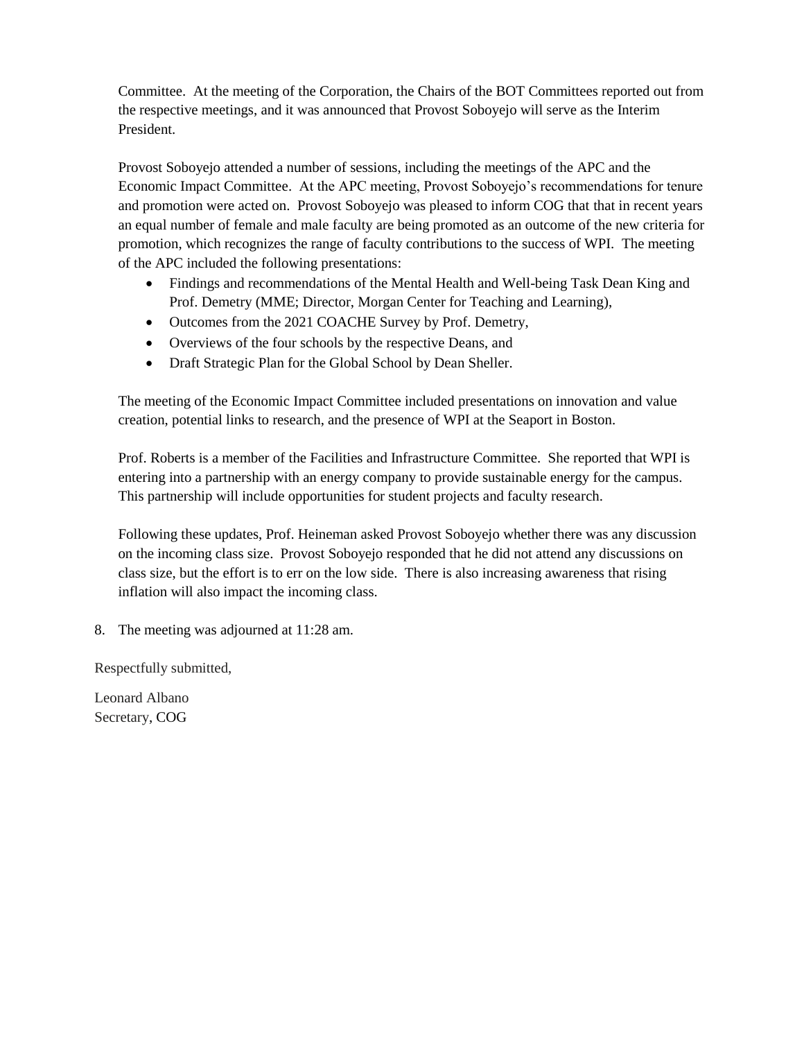Committee. At the meeting of the Corporation, the Chairs of the BOT Committees reported out from the respective meetings, and it was announced that Provost Soboyejo will serve as the Interim President.

Provost Soboyejo attended a number of sessions, including the meetings of the APC and the Economic Impact Committee. At the APC meeting, Provost Soboyejo's recommendations for tenure and promotion were acted on. Provost Soboyejo was pleased to inform COG that that in recent years an equal number of female and male faculty are being promoted as an outcome of the new criteria for promotion, which recognizes the range of faculty contributions to the success of WPI. The meeting of the APC included the following presentations:

- Findings and recommendations of the Mental Health and Well-being Task Dean King and Prof. Demetry (MME; Director, Morgan Center for Teaching and Learning),
- Outcomes from the 2021 COACHE Survey by Prof. Demetry,
- Overviews of the four schools by the respective Deans, and
- Draft Strategic Plan for the Global School by Dean Sheller.

The meeting of the Economic Impact Committee included presentations on innovation and value creation, potential links to research, and the presence of WPI at the Seaport in Boston.

Prof. Roberts is a member of the Facilities and Infrastructure Committee. She reported that WPI is entering into a partnership with an energy company to provide sustainable energy for the campus. This partnership will include opportunities for student projects and faculty research.

Following these updates, Prof. Heineman asked Provost Soboyejo whether there was any discussion on the incoming class size. Provost Soboyejo responded that he did not attend any discussions on class size, but the effort is to err on the low side. There is also increasing awareness that rising inflation will also impact the incoming class.

8. The meeting was adjourned at 11:28 am.

Respectfully submitted,

Leonard Albano
Secretary, COG